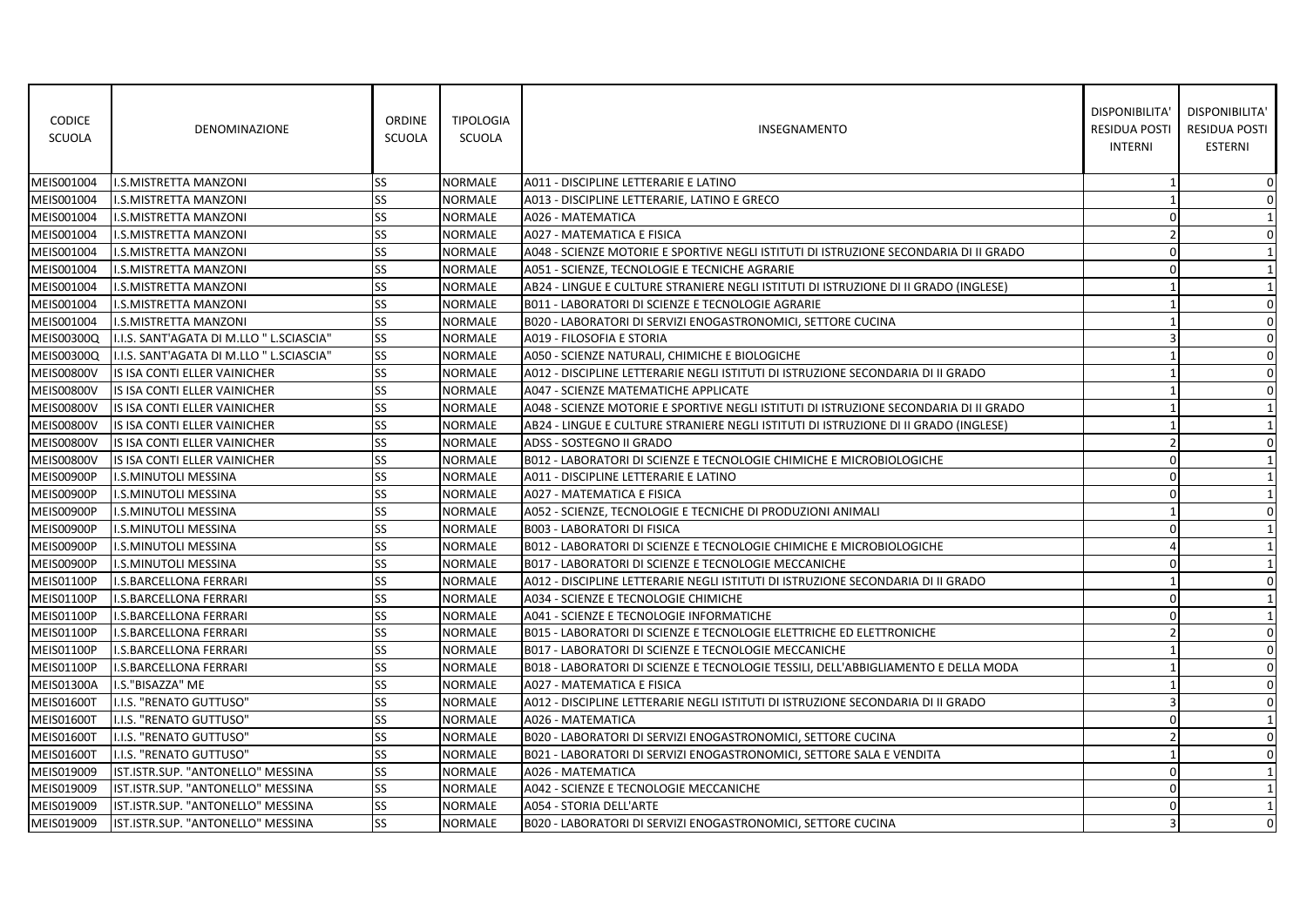| CODICE SCUOLA | DENOMINAZIONE | ORDINE SCUOLA | TIPOLOGIA SCUOLA | INSEGNAMENTO | DISPONIBILITA' RESIDUA POSTI INTERNI | DISPONIBILITA' RESIDUA POSTI ESTERNI |
|---|---|---|---|---|---|---|
| MEIS001004 | I.S.MISTRETTA MANZONI | SS | NORMALE | A011 - DISCIPLINE LETTERARIE E LATINO | 1 | 0 |
| MEIS001004 | I.S.MISTRETTA MANZONI | SS | NORMALE | A013 - DISCIPLINE LETTERARIE, LATINO E GRECO | 1 | 0 |
| MEIS001004 | I.S.MISTRETTA MANZONI | SS | NORMALE | A026 - MATEMATICA | 0 | 1 |
| MEIS001004 | I.S.MISTRETTA MANZONI | SS | NORMALE | A027 - MATEMATICA E FISICA | 2 | 0 |
| MEIS001004 | I.S.MISTRETTA MANZONI | SS | NORMALE | A048 - SCIENZE MOTORIE E SPORTIVE NEGLI ISTITUTI DI ISTRUZIONE SECONDARIA DI II GRADO | 0 | 1 |
| MEIS001004 | I.S.MISTRETTA MANZONI | SS | NORMALE | A051 - SCIENZE, TECNOLOGIE E TECNICHE AGRARIE | 0 | 1 |
| MEIS001004 | I.S.MISTRETTA MANZONI | SS | NORMALE | AB24 - LINGUE E CULTURE STRANIERE NEGLI ISTITUTI DI ISTRUZIONE DI II GRADO (INGLESE) | 1 | 1 |
| MEIS001004 | I.S.MISTRETTA MANZONI | SS | NORMALE | B011 - LABORATORI DI SCIENZE E TECNOLOGIE AGRARIE | 1 | 0 |
| MEIS001004 | I.S.MISTRETTA MANZONI | SS | NORMALE | B020 - LABORATORI DI SERVIZI ENOGASTRONOMICI, SETTORE CUCINA | 1 | 0 |
| MEIS00300Q | I.I.S. SANT'AGATA DI M.LLO " L.SCIASCIA" | SS | NORMALE | A019 - FILOSOFIA E STORIA | 3 | 0 |
| MEIS00300Q | I.I.S. SANT'AGATA DI M.LLO " L.SCIASCIA" | SS | NORMALE | A050 - SCIENZE NATURALI, CHIMICHE E BIOLOGICHE | 1 | 0 |
| MEIS00800V | IS ISA CONTI ELLER VAINICHER | SS | NORMALE | A012 - DISCIPLINE LETTERARIE NEGLI ISTITUTI DI ISTRUZIONE SECONDARIA DI II GRADO | 1 | 0 |
| MEIS00800V | IS ISA CONTI ELLER VAINICHER | SS | NORMALE | A047 - SCIENZE MATEMATICHE APPLICATE | 1 | 0 |
| MEIS00800V | IS ISA CONTI ELLER VAINICHER | SS | NORMALE | A048 - SCIENZE MOTORIE E SPORTIVE NEGLI ISTITUTI DI ISTRUZIONE SECONDARIA DI II GRADO | 1 | 1 |
| MEIS00800V | IS ISA CONTI ELLER VAINICHER | SS | NORMALE | AB24 - LINGUE E CULTURE STRANIERE NEGLI ISTITUTI DI ISTRUZIONE DI II GRADO (INGLESE) | 1 | 1 |
| MEIS00800V | IS ISA CONTI ELLER VAINICHER | SS | NORMALE | ADSS - SOSTEGNO II GRADO | 2 | 0 |
| MEIS00800V | IS ISA CONTI ELLER VAINICHER | SS | NORMALE | B012 - LABORATORI DI SCIENZE E TECNOLOGIE CHIMICHE E MICROBIOLOGICHE | 0 | 1 |
| MEIS00900P | I.S.MINUTOLI MESSINA | SS | NORMALE | A011 - DISCIPLINE LETTERARIE E LATINO | 0 | 1 |
| MEIS00900P | I.S.MINUTOLI MESSINA | SS | NORMALE | A027 - MATEMATICA E FISICA | 0 | 1 |
| MEIS00900P | I.S.MINUTOLI MESSINA | SS | NORMALE | A052 - SCIENZE, TECNOLOGIE E TECNICHE DI PRODUZIONI ANIMALI | 1 | 0 |
| MEIS00900P | I.S.MINUTOLI MESSINA | SS | NORMALE | B003 - LABORATORI DI FISICA | 0 | 1 |
| MEIS00900P | I.S.MINUTOLI MESSINA | SS | NORMALE | B012 - LABORATORI DI SCIENZE E TECNOLOGIE CHIMICHE E MICROBIOLOGICHE | 4 | 1 |
| MEIS00900P | I.S.MINUTOLI MESSINA | SS | NORMALE | B017 - LABORATORI DI SCIENZE E TECNOLOGIE MECCANICHE | 0 | 1 |
| MEIS01100P | I.S.BARCELLONA FERRARI | SS | NORMALE | A012 - DISCIPLINE LETTERARIE NEGLI ISTITUTI DI ISTRUZIONE SECONDARIA DI II GRADO | 1 | 0 |
| MEIS01100P | I.S.BARCELLONA FERRARI | SS | NORMALE | A034 - SCIENZE E TECNOLOGIE CHIMICHE | 0 | 1 |
| MEIS01100P | I.S.BARCELLONA FERRARI | SS | NORMALE | A041 - SCIENZE E TECNOLOGIE INFORMATICHE | 0 | 1 |
| MEIS01100P | I.S.BARCELLONA FERRARI | SS | NORMALE | B015 - LABORATORI DI SCIENZE E TECNOLOGIE ELETTRICHE ED ELETTRONICHE | 2 | 0 |
| MEIS01100P | I.S.BARCELLONA FERRARI | SS | NORMALE | B017 - LABORATORI DI SCIENZE E TECNOLOGIE MECCANICHE | 1 | 0 |
| MEIS01100P | I.S.BARCELLONA FERRARI | SS | NORMALE | B018 - LABORATORI DI SCIENZE E TECNOLOGIE TESSILI, DELL'ABBIGLIAMENTO E DELLA MODA | 1 | 0 |
| MEIS01300A | I.S."BISAZZA" ME | SS | NORMALE | A027 - MATEMATICA E FISICA | 1 | 0 |
| MEIS01600T | I.I.S. "RENATO GUTTUSO" | SS | NORMALE | A012 - DISCIPLINE LETTERARIE NEGLI ISTITUTI DI ISTRUZIONE SECONDARIA DI II GRADO | 3 | 0 |
| MEIS01600T | I.I.S. "RENATO GUTTUSO" | SS | NORMALE | A026 - MATEMATICA | 0 | 1 |
| MEIS01600T | I.I.S. "RENATO GUTTUSO" | SS | NORMALE | B020 - LABORATORI DI SERVIZI ENOGASTRONOMICI, SETTORE CUCINA | 2 | 0 |
| MEIS01600T | I.I.S. "RENATO GUTTUSO" | SS | NORMALE | B021 - LABORATORI DI SERVIZI ENOGASTRONOMICI, SETTORE SALA E VENDITA | 1 | 0 |
| MEIS019009 | IST.ISTR.SUP. "ANTONELLO" MESSINA | SS | NORMALE | A026 - MATEMATICA | 0 | 1 |
| MEIS019009 | IST.ISTR.SUP. "ANTONELLO" MESSINA | SS | NORMALE | A042 - SCIENZE E TECNOLOGIE MECCANICHE | 0 | 1 |
| MEIS019009 | IST.ISTR.SUP. "ANTONELLO" MESSINA | SS | NORMALE | A054 - STORIA DELL'ARTE | 0 | 1 |
| MEIS019009 | IST.ISTR.SUP. "ANTONELLO" MESSINA | SS | NORMALE | B020 - LABORATORI DI SERVIZI ENOGASTRONOMICI, SETTORE CUCINA | 3 | 0 |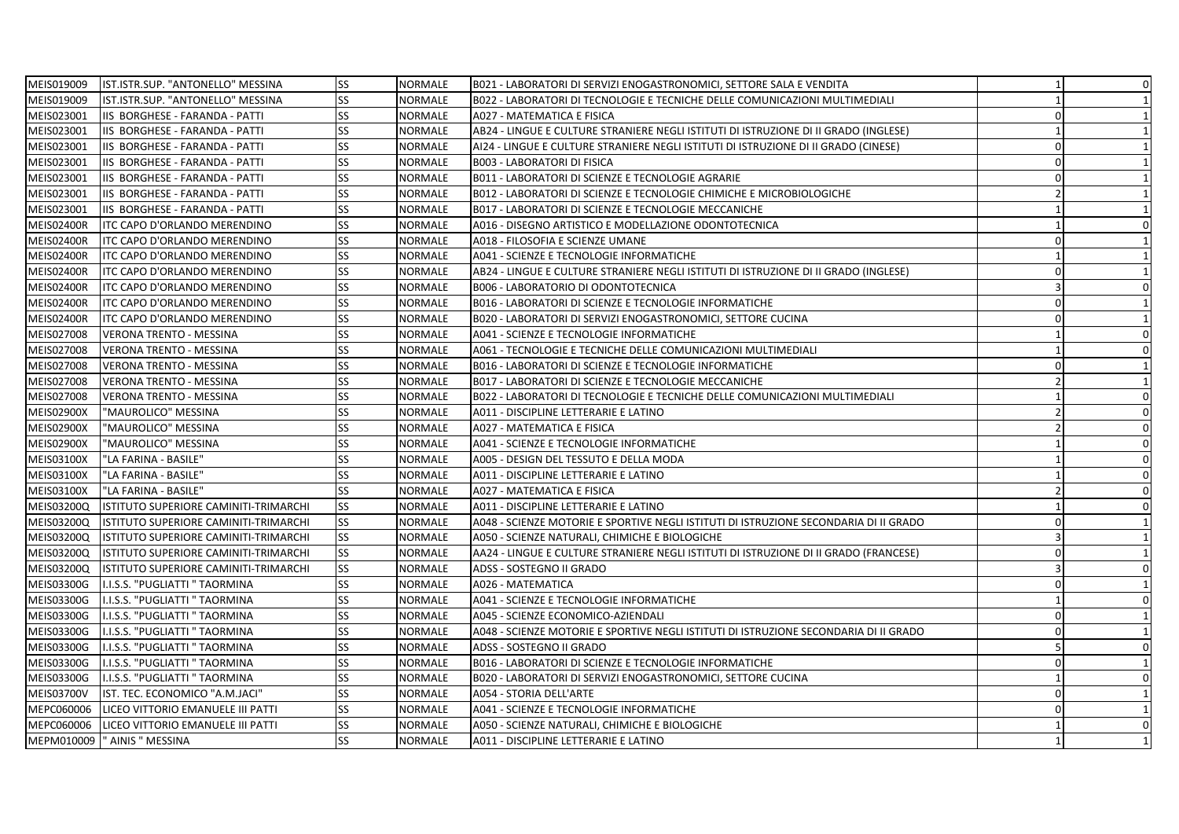| MEIS019009 | IST.ISTR.SUP. "ANTONELLO" MESSINA | SS | NORMALE | B021 - LABORATORI DI SERVIZI ENOGASTRONOMICI, SETTORE SALA E VENDITA | 1 | 0 |
|---|---|---|---|---|---|---|
| MEIS019009 | IST.ISTR.SUP. "ANTONELLO" MESSINA | SS | NORMALE | B022 - LABORATORI DI TECNOLOGIE E TECNICHE DELLE COMUNICAZIONI MULTIMEDIALI | 1 | 1 |
| MEIS023001 | IIS BORGHESE - FARANDA - PATTI | SS | NORMALE | A027 - MATEMATICA E FISICA | 0 | 1 |
| MEIS023001 | IIS BORGHESE - FARANDA - PATTI | SS | NORMALE | AB24 - LINGUE E CULTURE STRANIERE NEGLI ISTITUTI DI ISTRUZIONE DI II GRADO (INGLESE) | 1 | 1 |
| MEIS023001 | IIS BORGHESE - FARANDA - PATTI | SS | NORMALE | AI24 - LINGUE E CULTURE STRANIERE NEGLI ISTITUTI DI ISTRUZIONE DI II GRADO (CINESE) | 0 | 1 |
| MEIS023001 | IIS BORGHESE - FARANDA - PATTI | SS | NORMALE | B003 - LABORATORI DI FISICA | 0 | 1 |
| MEIS023001 | IIS BORGHESE - FARANDA - PATTI | SS | NORMALE | B011 - LABORATORI DI SCIENZE E TECNOLOGIE AGRARIE | 0 | 1 |
| MEIS023001 | IIS BORGHESE - FARANDA - PATTI | SS | NORMALE | B012 - LABORATORI DI SCIENZE E TECNOLOGIE CHIMICHE E MICROBIOLOGICHE | 2 | 1 |
| MEIS023001 | IIS BORGHESE - FARANDA - PATTI | SS | NORMALE | B017 - LABORATORI DI SCIENZE E TECNOLOGIE MECCANICHE | 1 | 1 |
| MEIS02400R | ITC CAPO D'ORLANDO MERENDINO | SS | NORMALE | A016 - DISEGNO ARTISTICO E MODELLAZIONE ODONTOTECNICA | 1 | 0 |
| MEIS02400R | ITC CAPO D'ORLANDO MERENDINO | SS | NORMALE | A018 - FILOSOFIA E SCIENZE UMANE | 0 | 1 |
| MEIS02400R | ITC CAPO D'ORLANDO MERENDINO | SS | NORMALE | A041 - SCIENZE E TECNOLOGIE INFORMATICHE | 1 | 1 |
| MEIS02400R | ITC CAPO D'ORLANDO MERENDINO | SS | NORMALE | AB24 - LINGUE E CULTURE STRANIERE NEGLI ISTITUTI DI ISTRUZIONE DI II GRADO (INGLESE) | 0 | 1 |
| MEIS02400R | ITC CAPO D'ORLANDO MERENDINO | SS | NORMALE | B006 - LABORATORIO DI ODONTOTECNICA | 3 | 0 |
| MEIS02400R | ITC CAPO D'ORLANDO MERENDINO | SS | NORMALE | B016 - LABORATORI DI SCIENZE E TECNOLOGIE INFORMATICHE | 0 | 1 |
| MEIS02400R | ITC CAPO D'ORLANDO MERENDINO | SS | NORMALE | B020 - LABORATORI DI SERVIZI ENOGASTRONOMICI, SETTORE CUCINA | 0 | 1 |
| MEIS027008 | VERONA TRENTO - MESSINA | SS | NORMALE | A041 - SCIENZE E TECNOLOGIE INFORMATICHE | 1 | 0 |
| MEIS027008 | VERONA TRENTO - MESSINA | SS | NORMALE | A061 - TECNOLOGIE E TECNICHE DELLE COMUNICAZIONI MULTIMEDIALI | 1 | 0 |
| MEIS027008 | VERONA TRENTO - MESSINA | SS | NORMALE | B016 - LABORATORI DI SCIENZE E TECNOLOGIE INFORMATICHE | 0 | 1 |
| MEIS027008 | VERONA TRENTO - MESSINA | SS | NORMALE | B017 - LABORATORI DI SCIENZE E TECNOLOGIE MECCANICHE | 2 | 1 |
| MEIS027008 | VERONA TRENTO - MESSINA | SS | NORMALE | B022 - LABORATORI DI TECNOLOGIE E TECNICHE DELLE COMUNICAZIONI MULTIMEDIALI | 1 | 0 |
| MEIS02900X | "MAUROLICO" MESSINA | SS | NORMALE | A011 - DISCIPLINE LETTERARIE E LATINO | 2 | 0 |
| MEIS02900X | "MAUROLICO" MESSINA | SS | NORMALE | A027 - MATEMATICA E FISICA | 2 | 0 |
| MEIS02900X | "MAUROLICO" MESSINA | SS | NORMALE | A041 - SCIENZE E TECNOLOGIE INFORMATICHE | 1 | 0 |
| MEIS03100X | "LA FARINA - BASILE" | SS | NORMALE | A005 - DESIGN DEL TESSUTO E DELLA MODA | 1 | 0 |
| MEIS03100X | "LA FARINA - BASILE" | SS | NORMALE | A011 - DISCIPLINE LETTERARIE E LATINO | 1 | 0 |
| MEIS03100X | "LA FARINA - BASILE" | SS | NORMALE | A027 - MATEMATICA E FISICA | 2 | 0 |
| MEIS03200Q | ISTITUTO SUPERIORE CAMINITI-TRIMARCHI | SS | NORMALE | A011 - DISCIPLINE LETTERARIE E LATINO | 1 | 0 |
| MEIS03200Q | ISTITUTO SUPERIORE CAMINITI-TRIMARCHI | SS | NORMALE | A048 - SCIENZE MOTORIE E SPORTIVE NEGLI ISTITUTI DI ISTRUZIONE SECONDARIA DI II GRADO | 0 | 1 |
| MEIS03200Q | ISTITUTO SUPERIORE CAMINITI-TRIMARCHI | SS | NORMALE | A050 - SCIENZE NATURALI, CHIMICHE E BIOLOGICHE | 3 | 1 |
| MEIS03200Q | ISTITUTO SUPERIORE CAMINITI-TRIMARCHI | SS | NORMALE | AA24 - LINGUE E CULTURE STRANIERE NEGLI ISTITUTI DI ISTRUZIONE DI II GRADO (FRANCESE) | 0 | 1 |
| MEIS03200Q | ISTITUTO SUPERIORE CAMINITI-TRIMARCHI | SS | NORMALE | ADSS - SOSTEGNO II GRADO | 3 | 0 |
| MEIS03300G | I.I.S.S. "PUGLIATTI " TAORMINA | SS | NORMALE | A026 - MATEMATICA | 0 | 1 |
| MEIS03300G | I.I.S.S. "PUGLIATTI " TAORMINA | SS | NORMALE | A041 - SCIENZE E TECNOLOGIE INFORMATICHE | 1 | 0 |
| MEIS03300G | I.I.S.S. "PUGLIATTI " TAORMINA | SS | NORMALE | A045 - SCIENZE ECONOMICO-AZIENDALI | 0 | 1 |
| MEIS03300G | I.I.S.S. "PUGLIATTI " TAORMINA | SS | NORMALE | A048 - SCIENZE MOTORIE E SPORTIVE NEGLI ISTITUTI DI ISTRUZIONE SECONDARIA DI II GRADO | 0 | 1 |
| MEIS03300G | I.I.S.S. "PUGLIATTI " TAORMINA | SS | NORMALE | ADSS - SOSTEGNO II GRADO | 5 | 0 |
| MEIS03300G | I.I.S.S. "PUGLIATTI " TAORMINA | SS | NORMALE | B016 - LABORATORI DI SCIENZE E TECNOLOGIE INFORMATICHE | 0 | 1 |
| MEIS03300G | I.I.S.S. "PUGLIATTI " TAORMINA | SS | NORMALE | B020 - LABORATORI DI SERVIZI ENOGASTRONOMICI, SETTORE CUCINA | 1 | 0 |
| MEIS03700V | IST. TEC. ECONOMICO "A.M.JACI" | SS | NORMALE | A054 - STORIA DELL'ARTE | 0 | 1 |
| MEPC060006 | LICEO VITTORIO EMANUELE III PATTI | SS | NORMALE | A041 - SCIENZE E TECNOLOGIE INFORMATICHE | 0 | 1 |
| MEPC060006 | LICEO VITTORIO EMANUELE III PATTI | SS | NORMALE | A050 - SCIENZE NATURALI, CHIMICHE E BIOLOGICHE | 1 | 0 |
| MEPM010009 | " AINIS " MESSINA | SS | NORMALE | A011 - DISCIPLINE LETTERARIE E LATINO | 1 | 1 |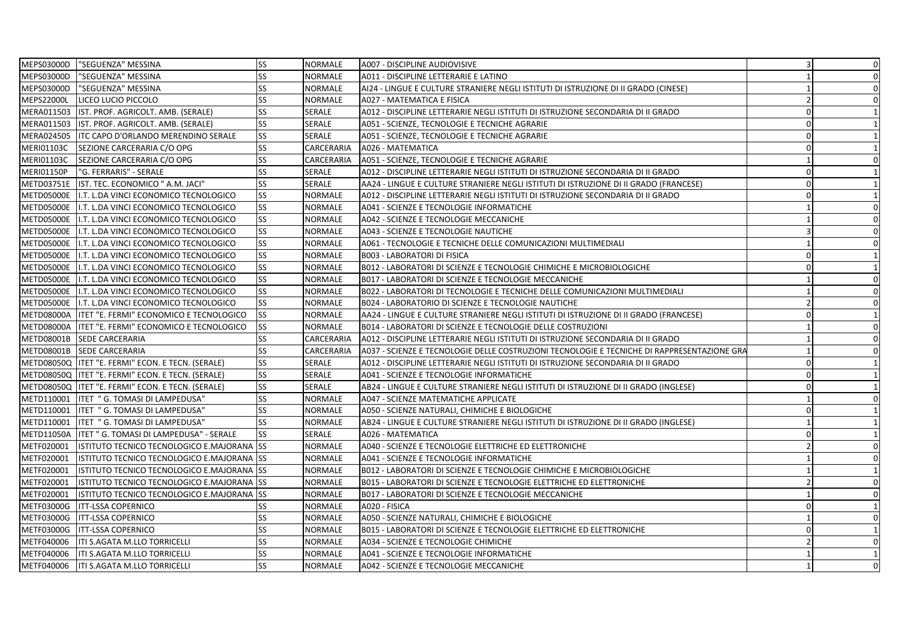| | | | | | | |
|---|---|---|---|---|---|---|
| MEPS03000D | "SEGUENZA" MESSINA | SS | NORMALE | A007 - DISCIPLINE AUDIOVISIVE | 3 | 0 |
| MEPS03000D | "SEGUENZA" MESSINA | SS | NORMALE | A011 - DISCIPLINE LETTERARIE E LATINO | 1 | 0 |
| MEPS03000D | "SEGUENZA" MESSINA | SS | NORMALE | AI24 - LINGUE E CULTURE STRANIERE NEGLI ISTITUTI DI ISTRUZIONE DI II GRADO (CINESE) | 1 | 0 |
| MEPS22000L | LICEO LUCIO PICCOLO | SS | NORMALE | A027 - MATEMATICA E FISICA | 2 | 0 |
| MERA011503 | IST. PROF. AGRICOLT. AMB. (SERALE) | SS | SERALE | A012 - DISCIPLINE LETTERARIE NEGLI ISTITUTI DI ISTRUZIONE SECONDARIA DI II GRADO | 0 | 1 |
| MERA011503 | IST. PROF. AGRICOLT. AMB. (SERALE) | SS | SERALE | A051 - SCIENZE, TECNOLOGIE E TECNICHE AGRARIE | 0 | 1 |
| MERA024505 | ITC CAPO D'ORLANDO MERENDINO SERALE | SS | SERALE | A051 - SCIENZE, TECNOLOGIE E TECNICHE AGRARIE | 0 | 1 |
| MERI01103C | SEZIONE CARCERARIA C/O OPG | SS | CARCERARIA | A026 - MATEMATICA | 0 | 1 |
| MERI01103C | SEZIONE CARCERARIA C/O OPG | SS | CARCERARIA | A051 - SCIENZE, TECNOLOGIE E TECNICHE AGRARIE | 1 | 0 |
| MERI01150P | "G. FERRARIS" - SERALE | SS | SERALE | A012 - DISCIPLINE LETTERARIE NEGLI ISTITUTI DI ISTRUZIONE SECONDARIA DI II GRADO | 0 | 1 |
| METD03751E | IST. TEC. ECONOMICO " A.M. JACI" | SS | SERALE | AA24 - LINGUE E CULTURE STRANIERE NEGLI ISTITUTI DI ISTRUZIONE DI II GRADO (FRANCESE) | 0 | 1 |
| METD05000E | I.T. L.DA VINCI ECONOMICO TECNOLOGICO | SS | NORMALE | A012 - DISCIPLINE LETTERARIE NEGLI ISTITUTI DI ISTRUZIONE SECONDARIA DI II GRADO | 0 | 1 |
| METD05000E | I.T. L.DA VINCI ECONOMICO TECNOLOGICO | SS | NORMALE | A041 - SCIENZE E TECNOLOGIE INFORMATICHE | 1 | 0 |
| METD05000E | I.T. L.DA VINCI ECONOMICO TECNOLOGICO | SS | NORMALE | A042 - SCIENZE E TECNOLOGIE MECCANICHE | 1 | 0 |
| METD05000E | I.T. L.DA VINCI ECONOMICO TECNOLOGICO | SS | NORMALE | A043 - SCIENZE E TECNOLOGIE NAUTICHE | 3 | 0 |
| METD05000E | I.T. L.DA VINCI ECONOMICO TECNOLOGICO | SS | NORMALE | A061 - TECNOLOGIE E TECNICHE DELLE COMUNICAZIONI MULTIMEDIALI | 1 | 0 |
| METD05000E | I.T. L.DA VINCI ECONOMICO TECNOLOGICO | SS | NORMALE | B003 - LABORATORI DI FISICA | 0 | 1 |
| METD05000E | I.T. L.DA VINCI ECONOMICO TECNOLOGICO | SS | NORMALE | B012 - LABORATORI DI SCIENZE E TECNOLOGIE CHIMICHE E MICROBIOLOGICHE | 0 | 1 |
| METD05000E | I.T. L.DA VINCI ECONOMICO TECNOLOGICO | SS | NORMALE | B017 - LABORATORI DI SCIENZE E TECNOLOGIE MECCANICHE | 1 | 0 |
| METD05000E | I.T. L.DA VINCI ECONOMICO TECNOLOGICO | SS | NORMALE | B022 - LABORATORI DI TECNOLOGIE E TECNICHE DELLE COMUNICAZIONI MULTIMEDIALI | 1 | 0 |
| METD05000E | I.T. L.DA VINCI ECONOMICO TECNOLOGICO | SS | NORMALE | B024 - LABORATORIO DI SCIENZE E TECNOLOGIE NAUTICHE | 2 | 0 |
| METD08000A | ITET "E. FERMI" ECONOMICO E TECNOLOGICO | SS | NORMALE | AA24 - LINGUE E CULTURE STRANIERE NEGLI ISTITUTI DI ISTRUZIONE DI II GRADO (FRANCESE) | 0 | 1 |
| METD08000A | ITET "E. FERMI" ECONOMICO E TECNOLOGICO | SS | NORMALE | B014 - LABORATORI DI SCIENZE E TECNOLOGIE DELLE COSTRUZIONI | 1 | 0 |
| METD08001B | SEDE CARCERARIA | SS | CARCERARIA | A012 - DISCIPLINE LETTERARIE NEGLI ISTITUTI DI ISTRUZIONE SECONDARIA DI II GRADO | 1 | 0 |
| METD08001B | SEDE CARCERARIA | SS | CARCERARIA | A037 - SCIENZE E TECNOLOGIE DELLE COSTRUZIONI TECNOLOGIE E TECNICHE DI RAPPRESENTAZIONE GRA | 1 | 0 |
| METD08050Q | ITET "E. FERMI" ECON. E TECN. (SERALE) | SS | SERALE | A012 - DISCIPLINE LETTERARIE NEGLI ISTITUTI DI ISTRUZIONE SECONDARIA DI II GRADO | 0 | 1 |
| METD08050Q | ITET "E. FERMI" ECON. E TECN. (SERALE) | SS | SERALE | A041 - SCIENZE E TECNOLOGIE INFORMATICHE | 0 | 1 |
| METD08050Q | ITET "E. FERMI" ECON. E TECN. (SERALE) | SS | SERALE | AB24 - LINGUE E CULTURE STRANIERE NEGLI ISTITUTI DI ISTRUZIONE DI II GRADO (INGLESE) | 0 | 1 |
| METD110001 | ITET " G. TOMASI DI LAMPEDUSA" | SS | NORMALE | A047 - SCIENZE MATEMATICHE APPLICATE | 1 | 0 |
| METD110001 | ITET " G. TOMASI DI LAMPEDUSA" | SS | NORMALE | A050 - SCIENZE NATURALI, CHIMICHE E BIOLOGICHE | 0 | 1 |
| METD110001 | ITET " G. TOMASI DI LAMPEDUSA" | SS | NORMALE | AB24 - LINGUE E CULTURE STRANIERE NEGLI ISTITUTI DI ISTRUZIONE DI II GRADO (INGLESE) | 1 | 1 |
| METD11050A | ITET " G. TOMASI DI LAMPEDUSA" - SERALE | SS | SERALE | A026 - MATEMATICA | 0 | 1 |
| METF020001 | ISTITUTO TECNICO TECNOLOGICO E.MAJORANA | SS | NORMALE | A040 - SCIENZE E TECNOLOGIE ELETTRICHE ED ELETTRONICHE | 2 | 0 |
| METF020001 | ISTITUTO TECNICO TECNOLOGICO E.MAJORANA | SS | NORMALE | A041 - SCIENZE E TECNOLOGIE INFORMATICHE | 1 | 0 |
| METF020001 | ISTITUTO TECNICO TECNOLOGICO E.MAJORANA | SS | NORMALE | B012 - LABORATORI DI SCIENZE E TECNOLOGIE CHIMICHE E MICROBIOLOGICHE | 1 | 1 |
| METF020001 | ISTITUTO TECNICO TECNOLOGICO E.MAJORANA | SS | NORMALE | B015 - LABORATORI DI SCIENZE E TECNOLOGIE ELETTRICHE ED ELETTRONICHE | 2 | 0 |
| METF020001 | ISTITUTO TECNICO TECNOLOGICO E.MAJORANA | SS | NORMALE | B017 - LABORATORI DI SCIENZE E TECNOLOGIE MECCANICHE | 1 | 0 |
| METF03000G | ITT-LSSA COPERNICO | SS | NORMALE | A020 - FISICA | 0 | 1 |
| METF03000G | ITT-LSSA COPERNICO | SS | NORMALE | A050 - SCIENZE NATURALI, CHIMICHE E BIOLOGICHE | 1 | 0 |
| METF03000G | ITT-LSSA COPERNICO | SS | NORMALE | B015 - LABORATORI DI SCIENZE E TECNOLOGIE ELETTRICHE ED ELETTRONICHE | 0 | 1 |
| METF040006 | ITI S.AGATA M.LLO TORRICELLI | SS | NORMALE | A034 - SCIENZE E TECNOLOGIE CHIMICHE | 2 | 0 |
| METF040006 | ITI S.AGATA M.LLO TORRICELLI | SS | NORMALE | A041 - SCIENZE E TECNOLOGIE INFORMATICHE | 1 | 1 |
| METF040006 | ITI S.AGATA M.LLO TORRICELLI | SS | NORMALE | A042 - SCIENZE E TECNOLOGIE MECCANICHE | 1 | 0 |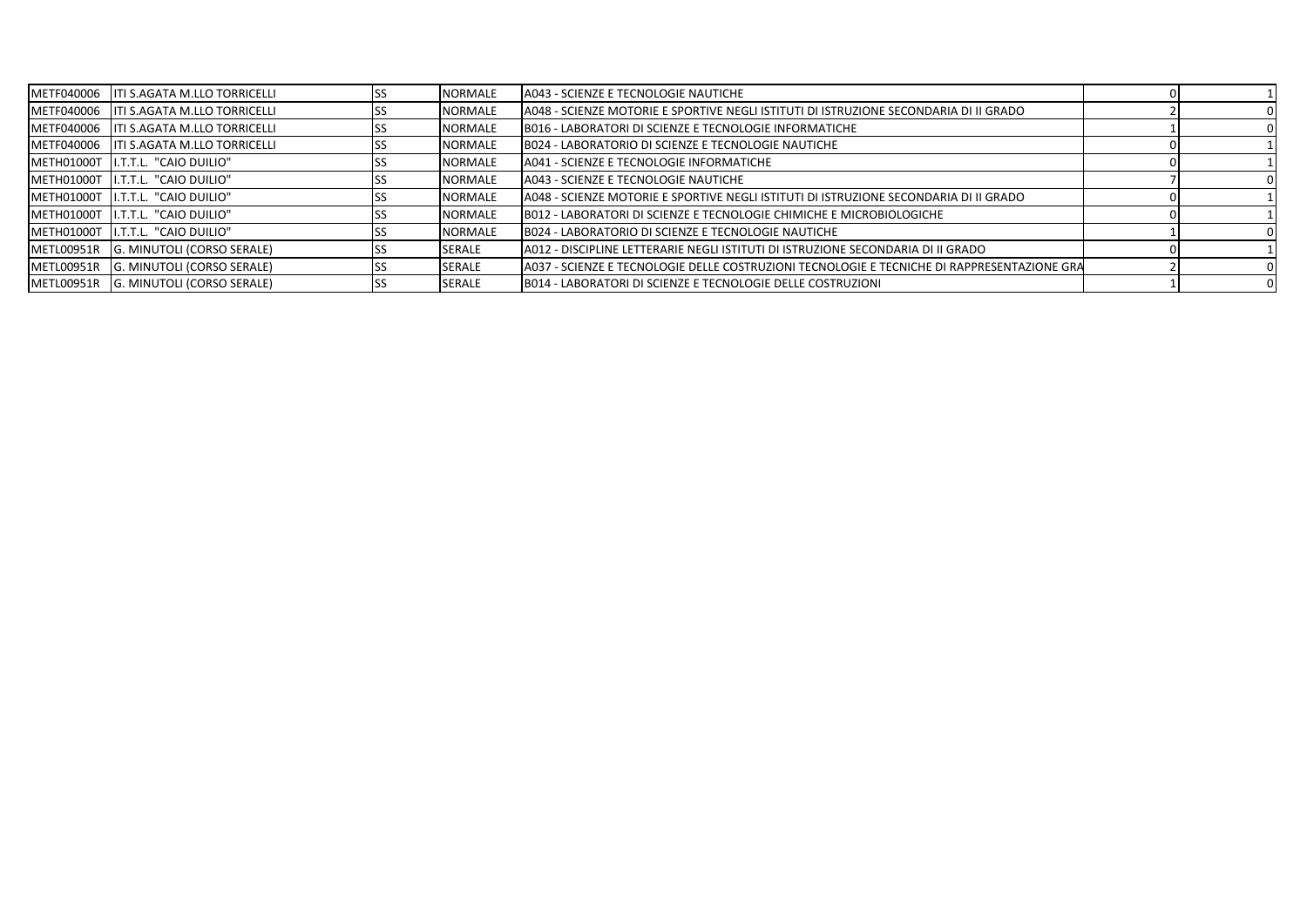| | | | | | | |
|---|---|---|---|---|---|---|
| METF040006 | ITI S.AGATA M.LLO TORRICELLI | SS | NORMALE | A043 - SCIENZE E TECNOLOGIE NAUTICHE | 0 | 1 |
| METF040006 | ITI S.AGATA M.LLO TORRICELLI | SS | NORMALE | A048 - SCIENZE MOTORIE E SPORTIVE NEGLI ISTITUTI DI ISTRUZIONE SECONDARIA DI II GRADO | 2 | 0 |
| METF040006 | ITI S.AGATA M.LLO TORRICELLI | SS | NORMALE | B016 - LABORATORI DI SCIENZE E TECNOLOGIE INFORMATICHE | 1 | 0 |
| METF040006 | ITI S.AGATA M.LLO TORRICELLI | SS | NORMALE | B024 - LABORATORIO DI SCIENZE E TECNOLOGIE NAUTICHE | 0 | 1 |
| METH01000T | I.T.T.L. "CAIO DUILIO" | SS | NORMALE | A041 - SCIENZE E TECNOLOGIE INFORMATICHE | 0 | 1 |
| METH01000T | I.T.T.L. "CAIO DUILIO" | SS | NORMALE | A043 - SCIENZE E TECNOLOGIE NAUTICHE | 7 | 0 |
| METH01000T | I.T.T.L. "CAIO DUILIO" | SS | NORMALE | A048 - SCIENZE MOTORIE E SPORTIVE NEGLI ISTITUTI DI ISTRUZIONE SECONDARIA DI II GRADO | 0 | 1 |
| METH01000T | I.T.T.L. "CAIO DUILIO" | SS | NORMALE | B012 - LABORATORI DI SCIENZE E TECNOLOGIE CHIMICHE E MICROBIOLOGICHE | 0 | 1 |
| METH01000T | I.T.T.L. "CAIO DUILIO" | SS | NORMALE | B024 - LABORATORIO DI SCIENZE E TECNOLOGIE NAUTICHE | 1 | 0 |
| METL00951R | G. MINUTOLI (CORSO SERALE) | SS | SERALE | A012 - DISCIPLINE LETTERARIE NEGLI ISTITUTI DI ISTRUZIONE SECONDARIA DI II GRADO | 0 | 1 |
| METL00951R | G. MINUTOLI (CORSO SERALE) | SS | SERALE | A037 - SCIENZE E TECNOLOGIE DELLE COSTRUZIONI TECNOLOGIE E TECNICHE DI RAPPRESENTAZIONE GRA | 2 | 0 |
| METL00951R | G. MINUTOLI (CORSO SERALE) | SS | SERALE | B014 - LABORATORI DI SCIENZE E TECNOLOGIE DELLE COSTRUZIONI | 1 | 0 |